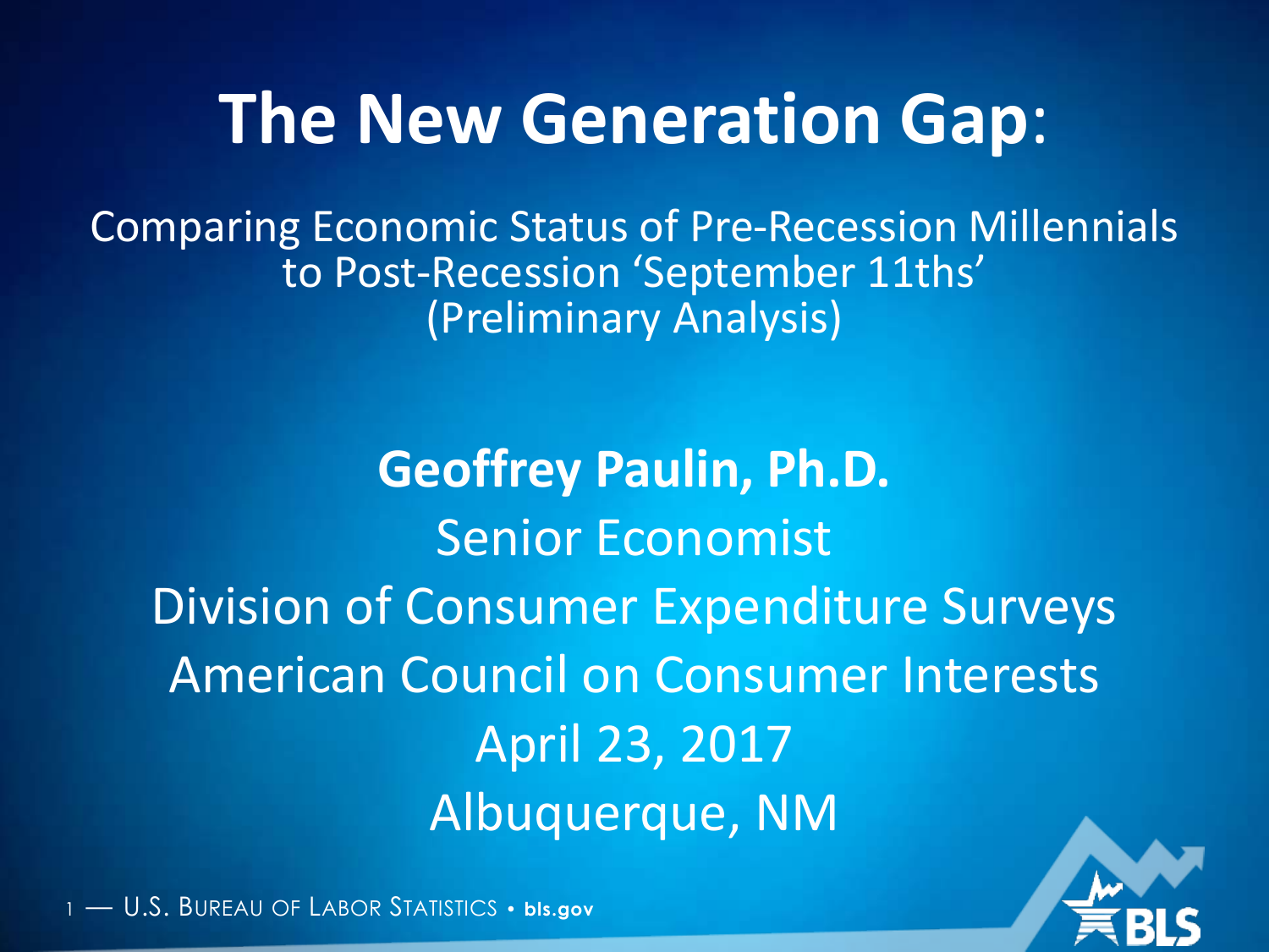# The New Generation Gap:

Comparing Economic Status of Pre-Recession Millennials to Post-Recession 'September 11ths' (Preliminary Analysis)

**Geoffrey Paulin, Ph.D.**

Senior Economist

Division of Consumer Expenditure Surveys

American Council on Consumer Interests

April 23, 2017

Albuquerque, NM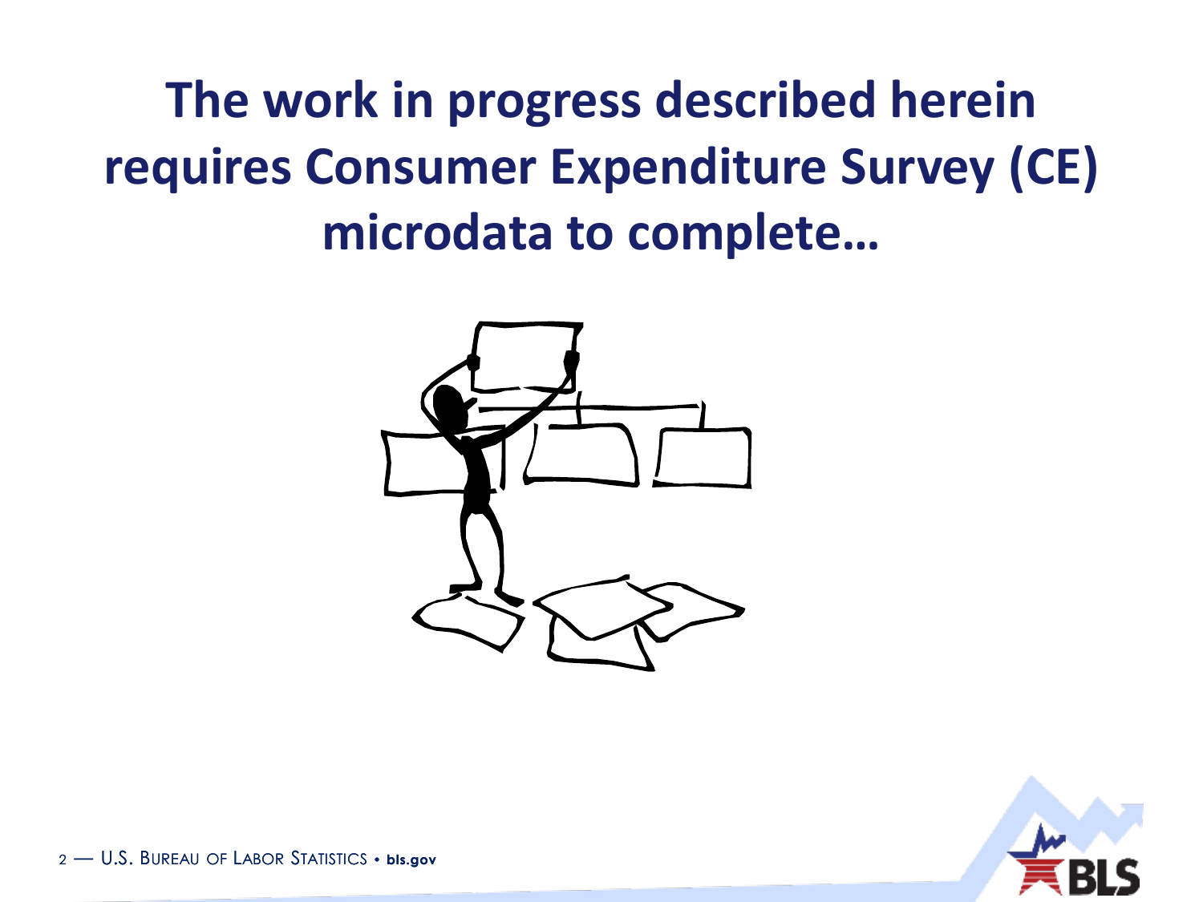# The work in progress described herein requires Consumer Expenditure Survey (CE) microdata to complete…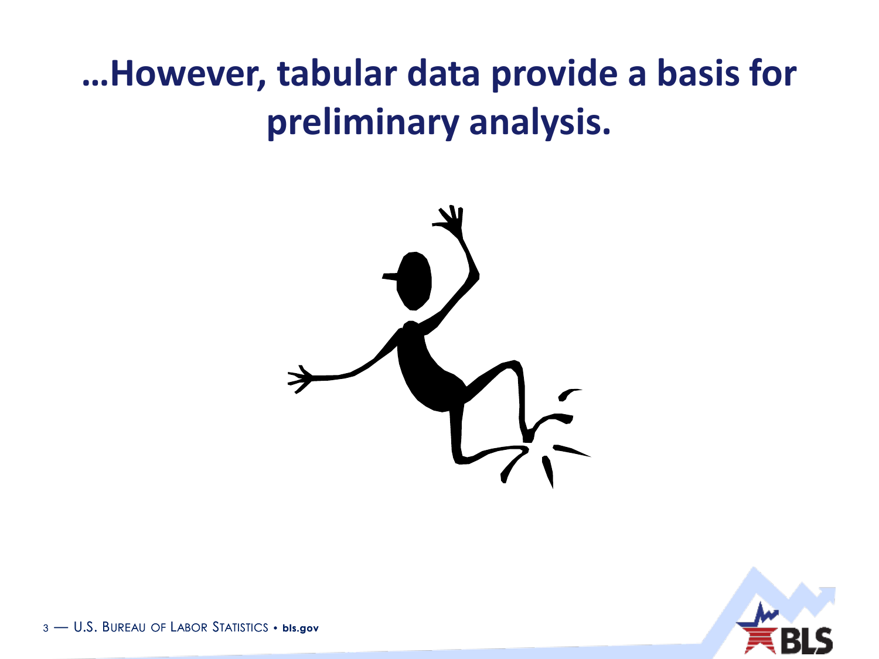# …However, tabular data provide a basis for preliminary analysis.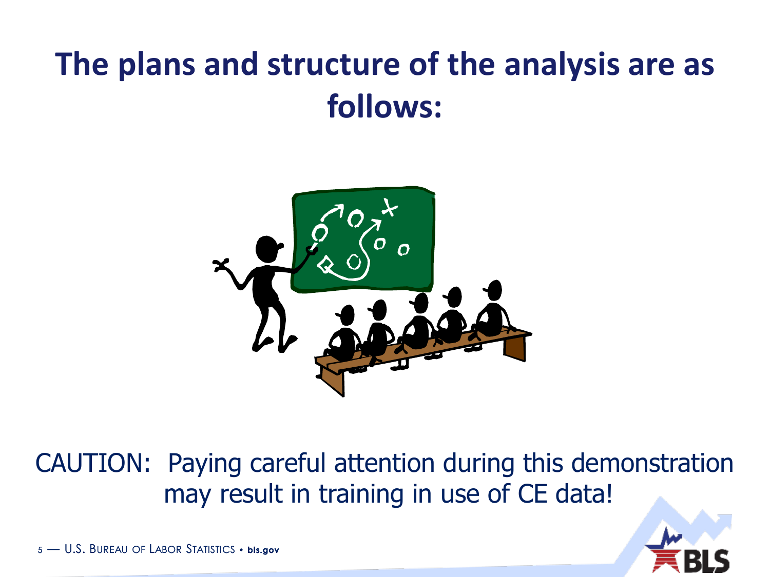# The plans and structure of the analysis are as follows:

CAUTION: Paying careful attention during this demonstration may result in training in use of CE data!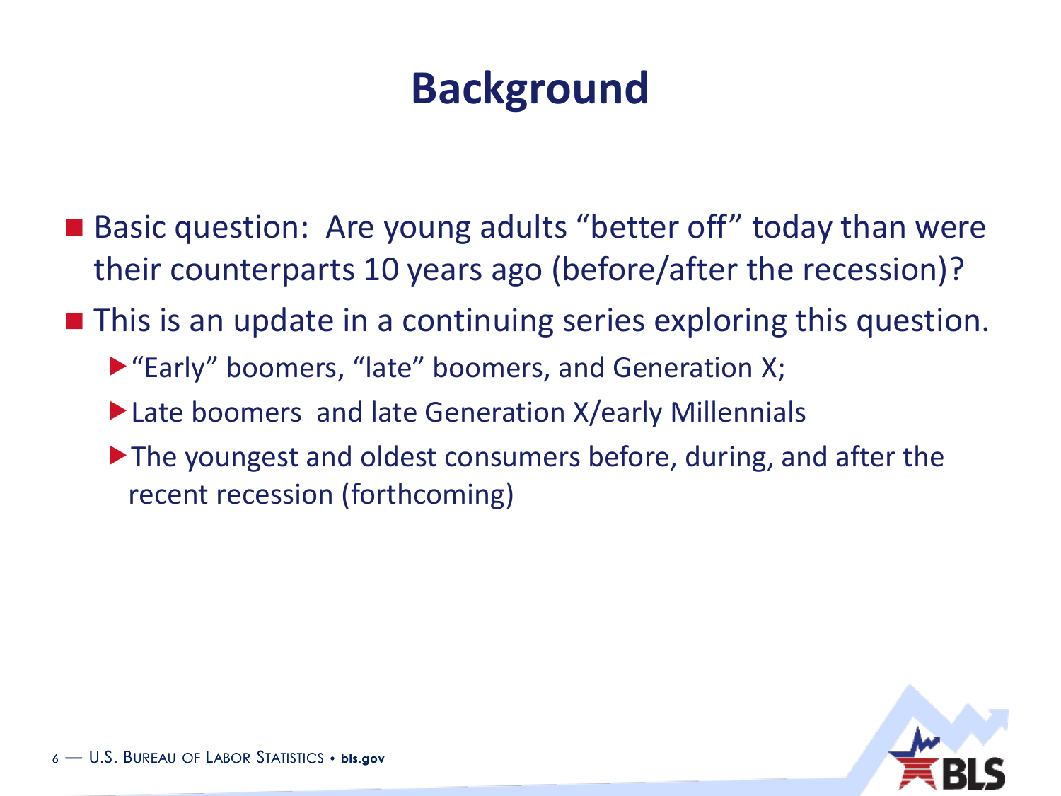# Background

- Basic question: Are young adults "better off" today than were their counterparts 10 years ago (before/after the recession)?
- This is an update in a continuing series exploring this question.
  - "Early" boomers, "late" boomers, and Generation X;
  - Late boomers and late Generation X/early Millennials
  - The youngest and oldest consumers before, during, and after the recent recession (forthcoming)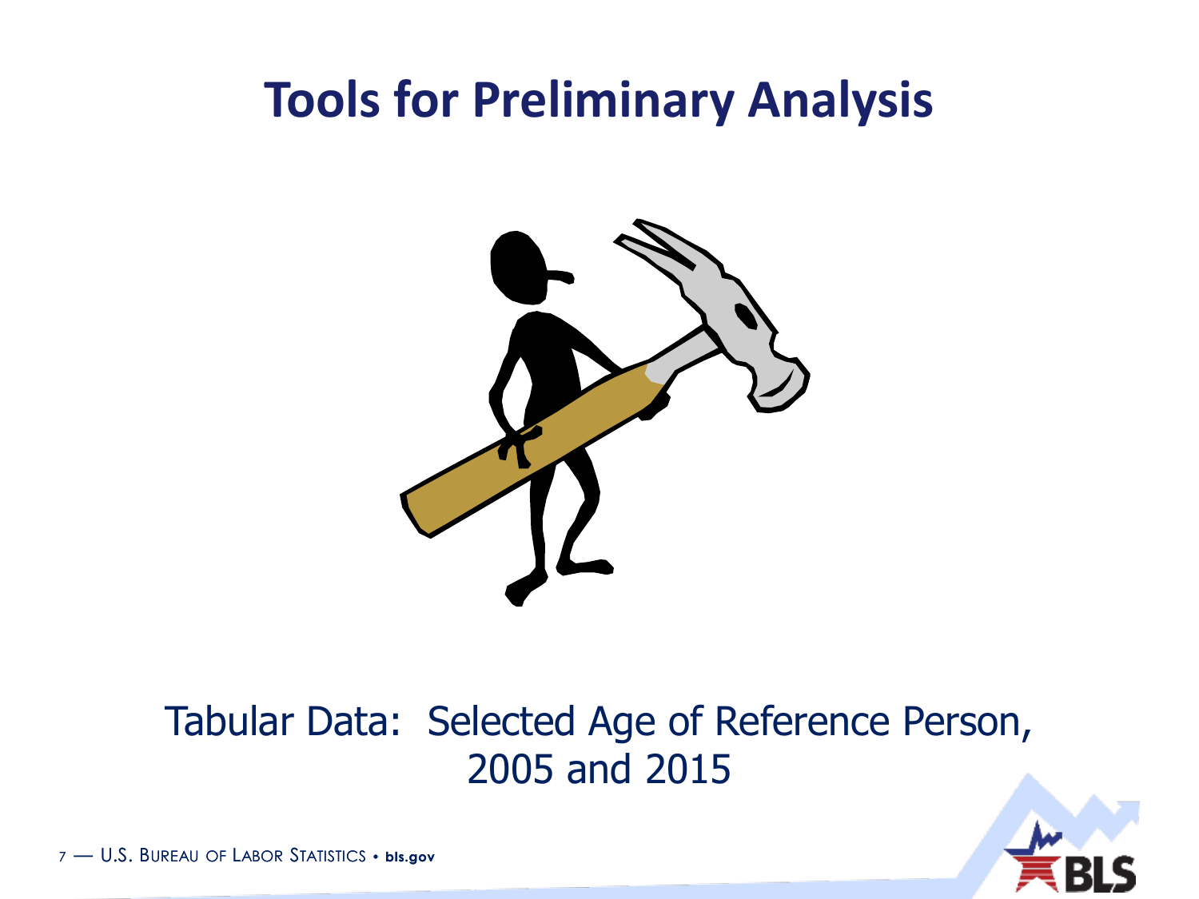# Tools for Preliminary Analysis

Tabular Data: Selected Age of Reference Person, 2005 and 2015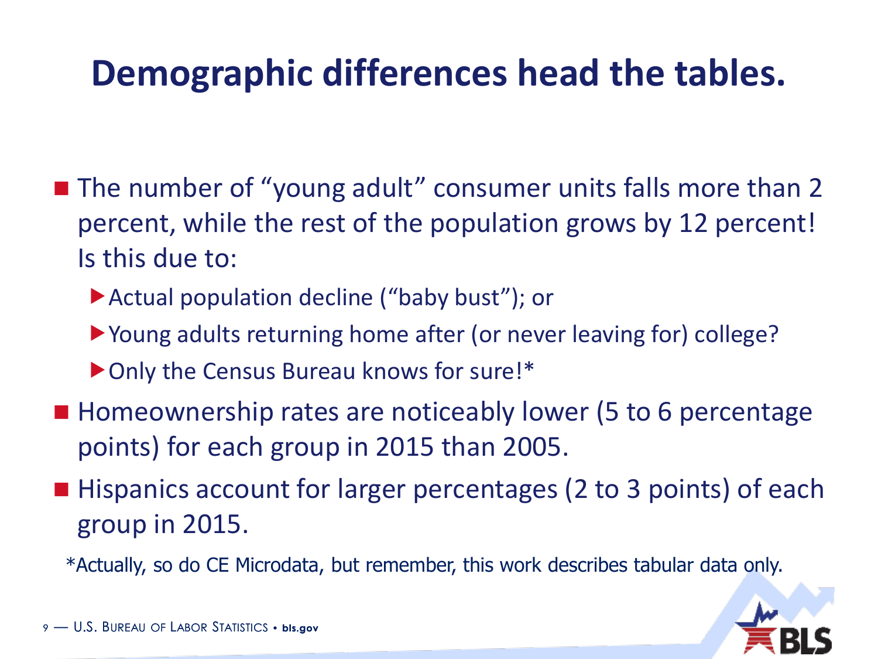# Demographic differences head the tables.

- The number of "young adult" consumer units falls more than 2 percent, while the rest of the population grows by 12 percent! Is this due to:
  - Actual population decline ("baby bust"); or
  - Young adults returning home after (or never leaving for) college?
  - Only the Census Bureau knows for sure!*
- Homeownership rates are noticeably lower (5 to 6 percentage points) for each group in 2015 than 2005.
- Hispanics account for larger percentages (2 to 3 points) of each group in 2015.

*Actually, so do CE Microdata, but remember, this work describes tabular data only.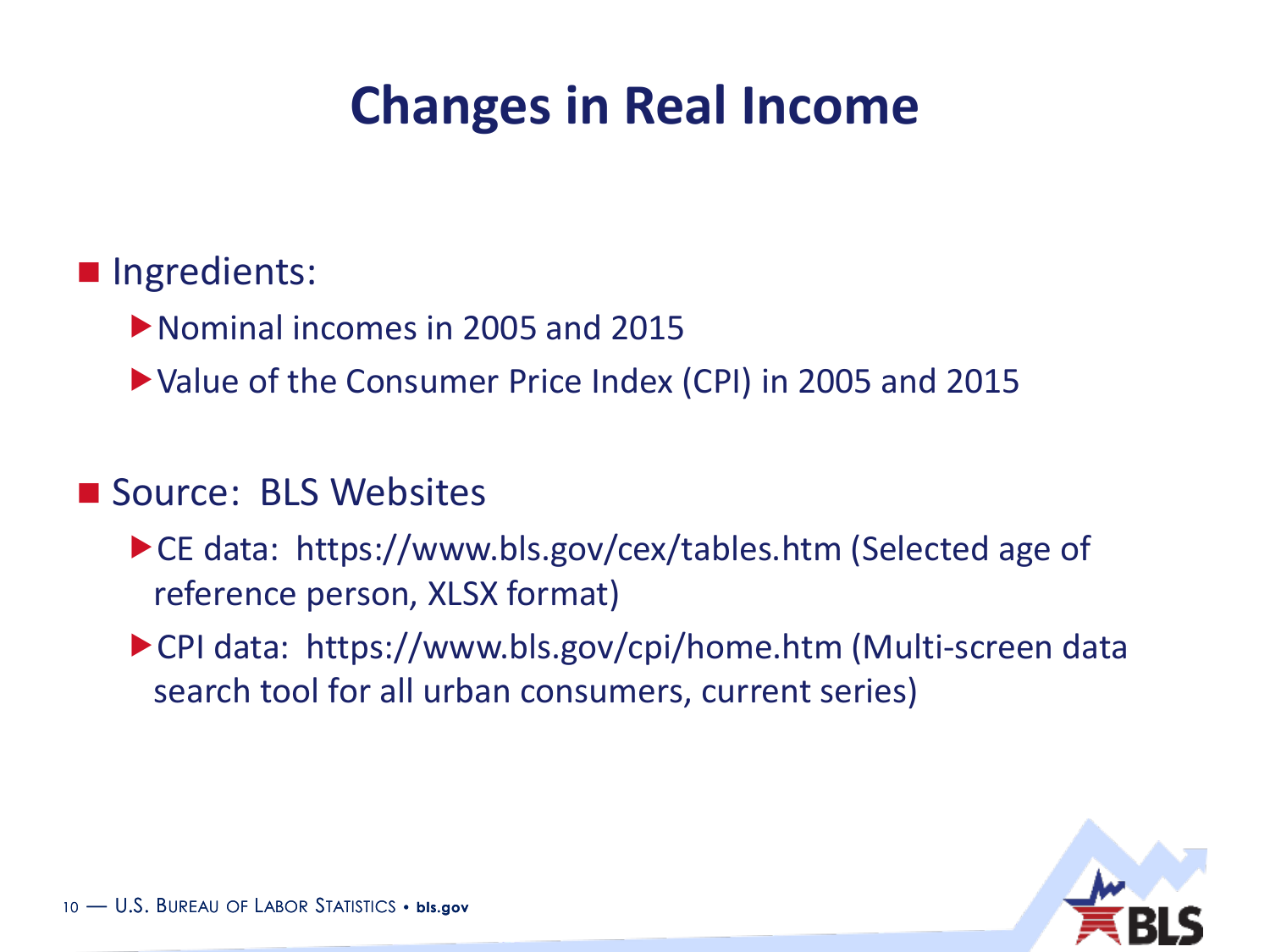# Changes in Real Income

- Ingredients:
  - Nominal incomes in 2005 and 2015
  - Value of the Consumer Price Index (CPI) in 2005 and 2015

- Source: BLS Websites
  - CE data: https://www.bls.gov/cex/tables.htm (Selected age of reference person, XLSX format)
  - CPI data: https://www.bls.gov/cpi/home.htm (Multi-screen data search tool for all urban consumers, current series)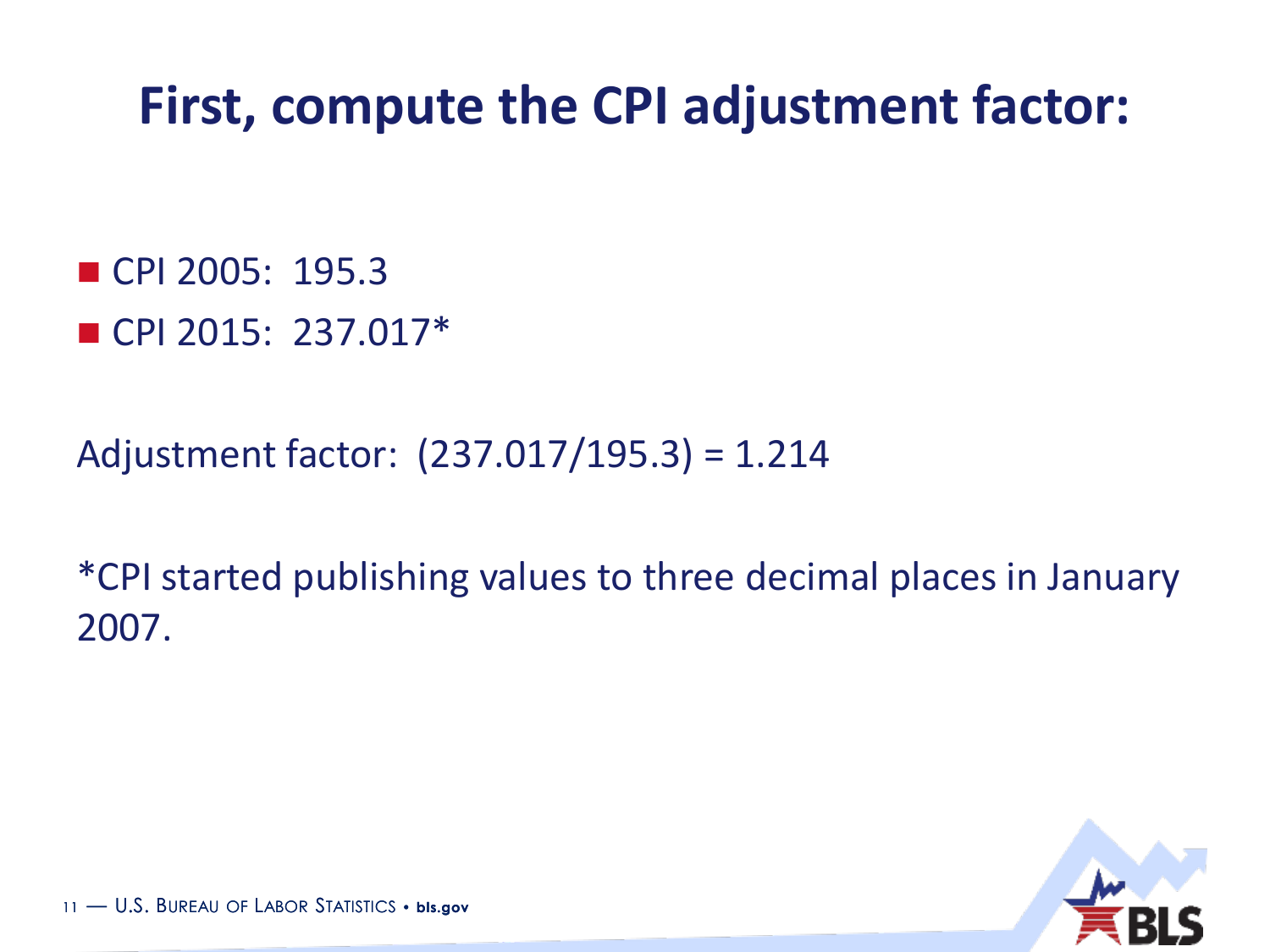# First, compute the CPI adjustment factor:

- CPI 2005: 195.3
- CPI 2015: 237.017*

Adjustment factor: (237.017/195.3) = 1.214

*CPI started publishing values to three decimal places in January 2007.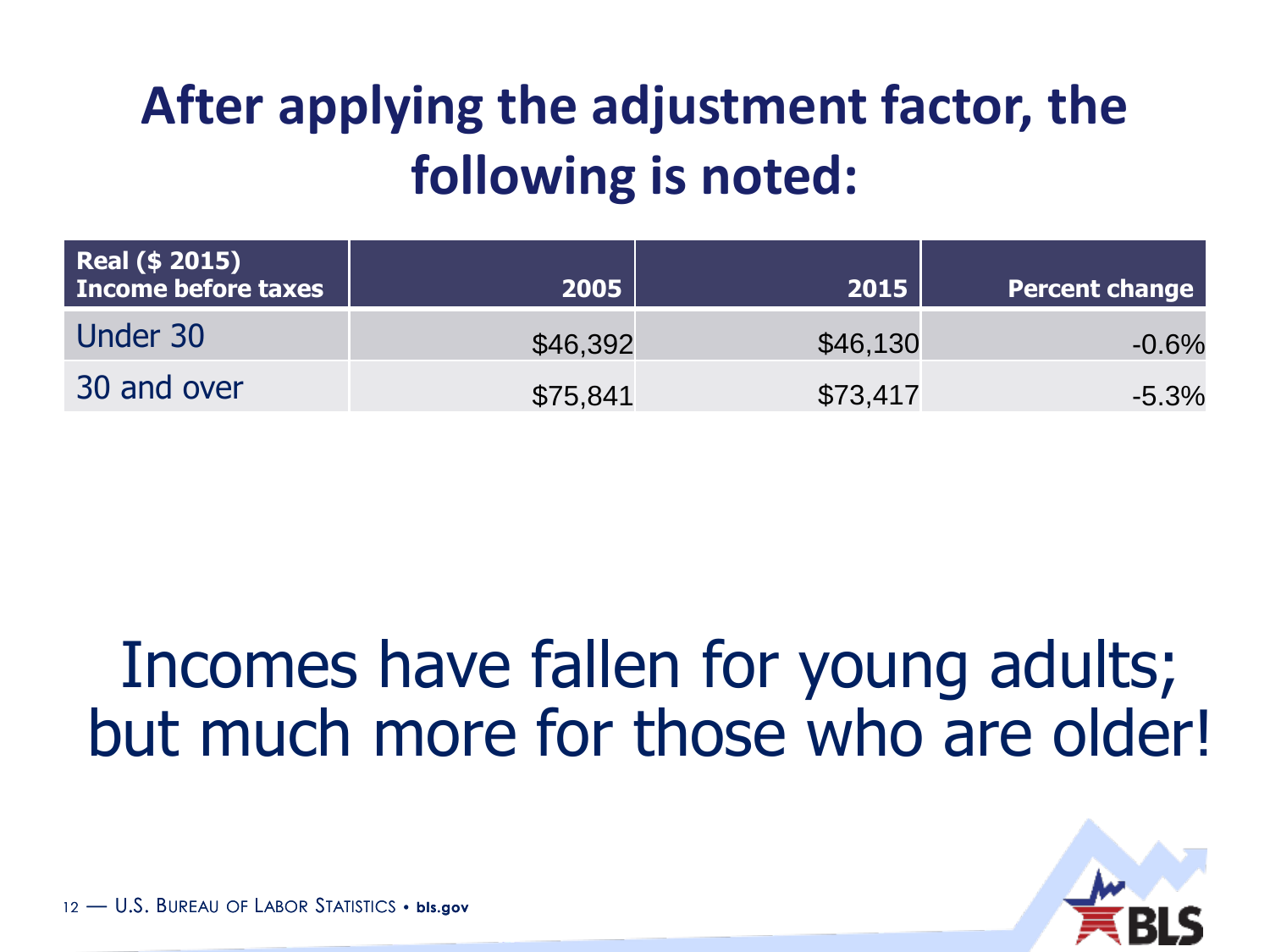# After applying the adjustment factor, the following is noted:

| Real ($ 2015) Income before taxes | 2005 | 2015 | Percent change |
|---|---|---|---|
| Under 30 | $46,392 | $46,130 | -0.6% |
| 30 and over | $75,841 | $73,417 | -5.3% |

Incomes have fallen for young adults; but much more for those who are older!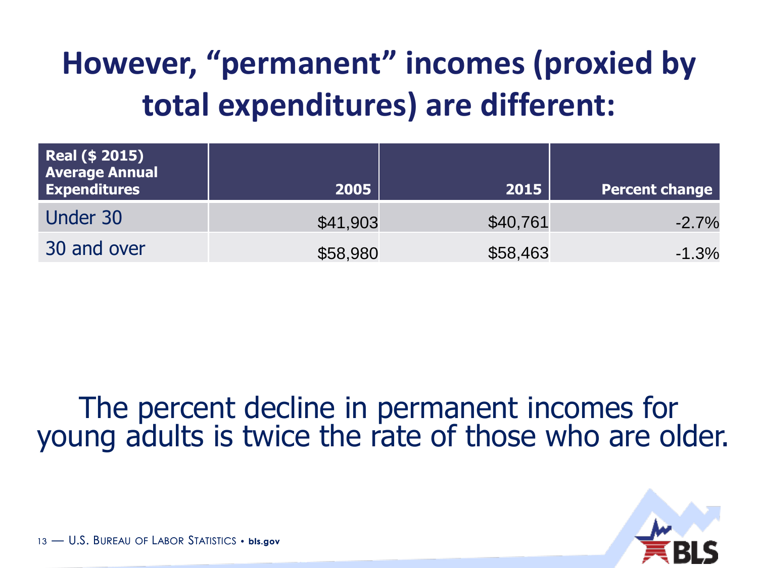# However, "permanent" incomes (proxied by total expenditures) are different:

| Real ($ 2015) Average Annual Expenditures | 2005 | 2015 | Percent change |
|---|---|---|---|
| Under 30 | $41,903 | $40,761 | -2.7% |
| 30 and over | $58,980 | $58,463 | -1.3% |

The percent decline in permanent incomes for young adults is twice the rate of those who are older.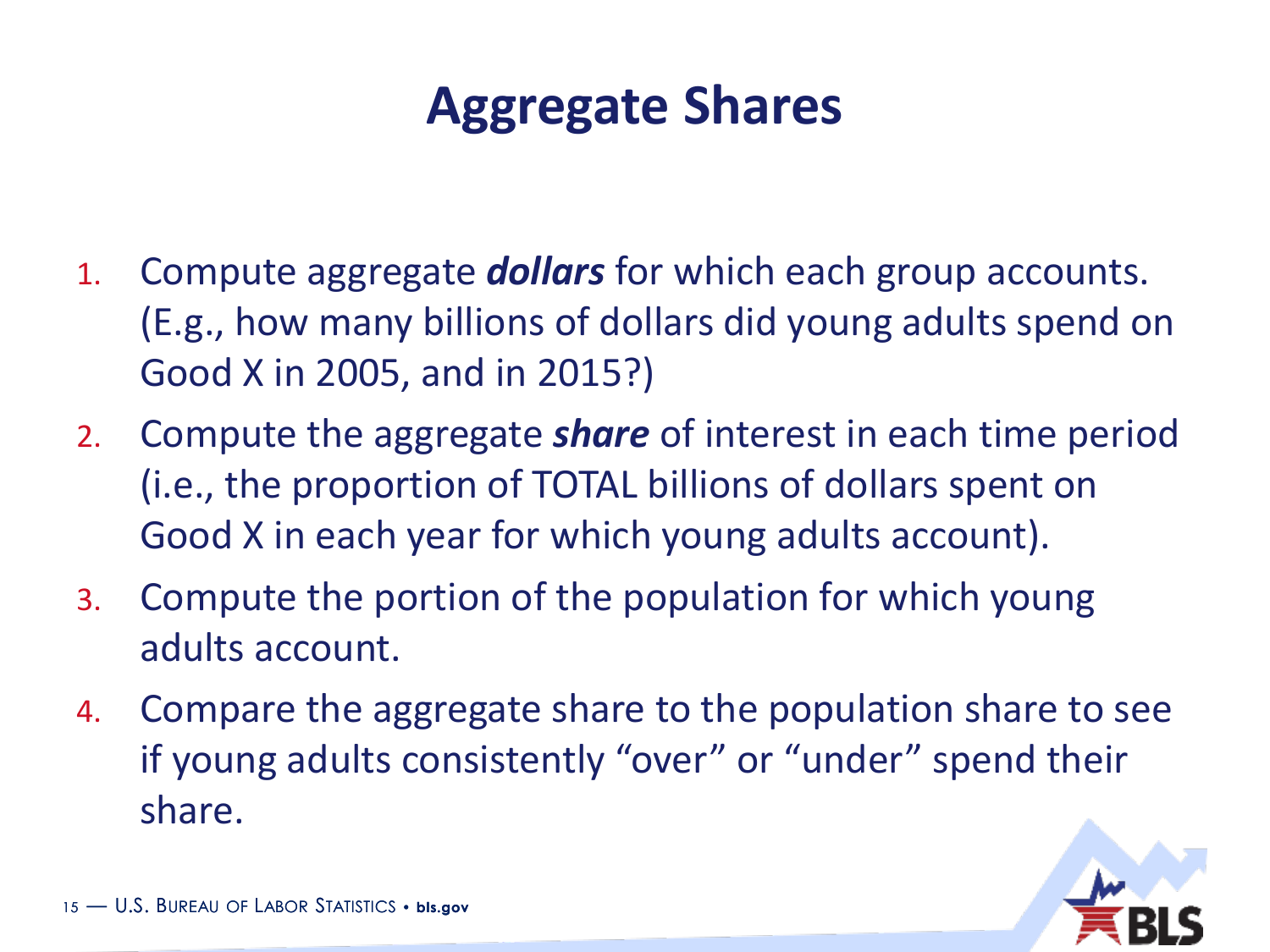# Aggregate Shares

1. Compute aggregate ***dollars*** for which each group accounts. (E.g., how many billions of dollars did young adults spend on Good X in 2005, and in 2015?)
2. Compute the aggregate ***share*** of interest in each time period (i.e., the proportion of TOTAL billions of dollars spent on Good X in each year for which young adults account).
3. Compute the portion of the population for which young adults account.
4. Compare the aggregate share to the population share to see if young adults consistently "over" or "under" spend their share.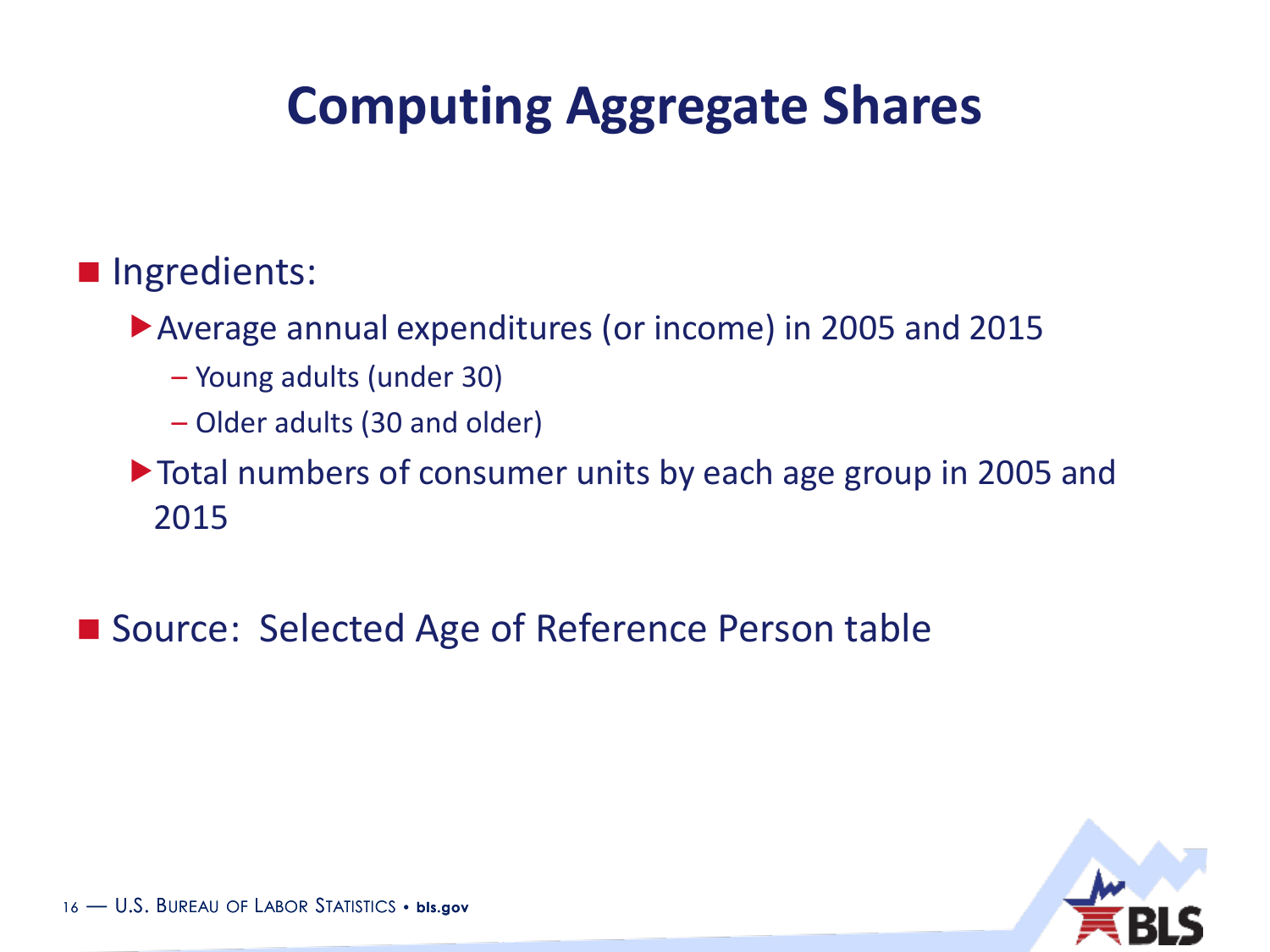# Computing Aggregate Shares

- Ingredients:
  - Average annual expenditures (or income) in 2005 and 2015
    - Young adults (under 30)
    - Older adults (30 and older)
  - Total numbers of consumer units by each age group in 2005 and 2015

- Source: Selected Age of Reference Person table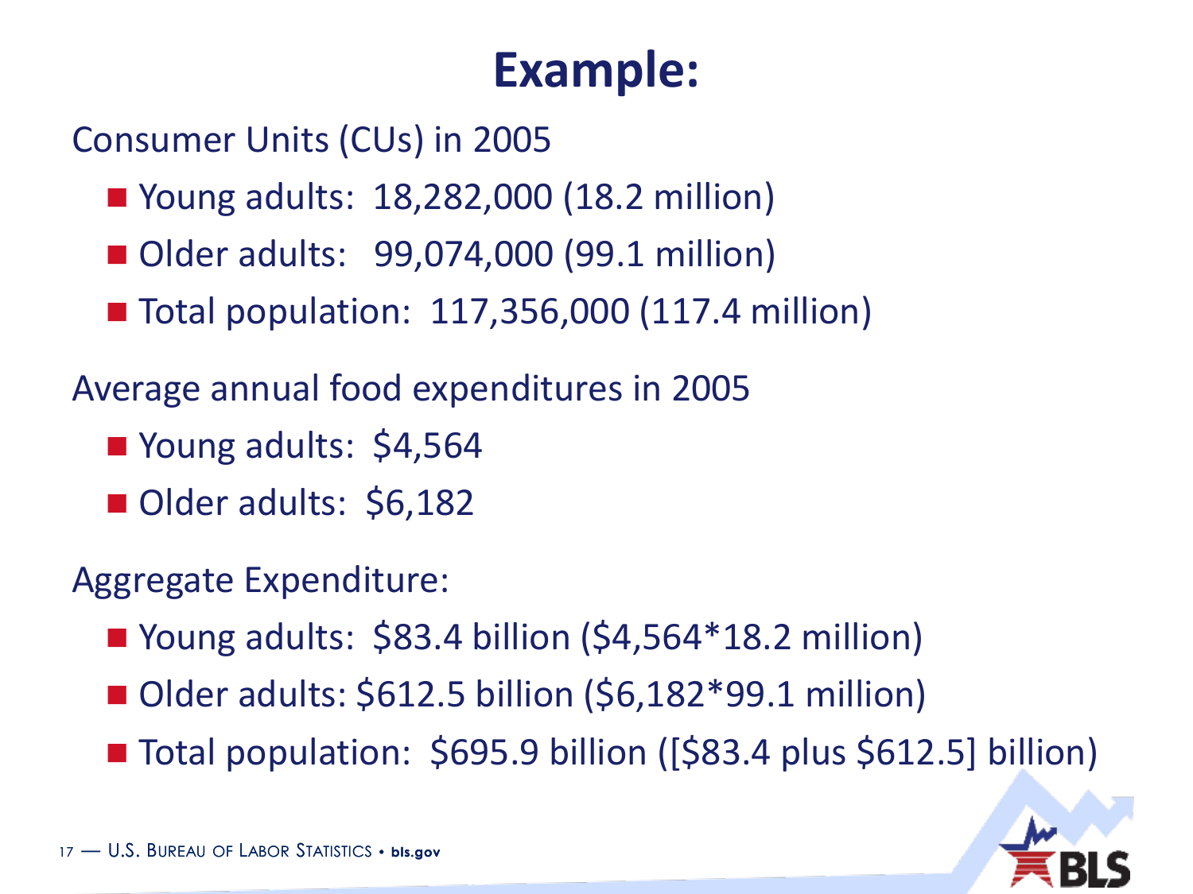# Example:

Consumer Units (CUs) in 2005

- Young adults: 18,282,000 (18.2 million)
- Older adults: 99,074,000 (99.1 million)
- Total population: 117,356,000 (117.4 million)

Average annual food expenditures in 2005

- Young adults: $4,564
- Older adults: $6,182

Aggregate Expenditure:

- Young adults: $83.4 billion ($4,564*18.2 million)
- Older adults: $612.5 billion ($6,182*99.1 million)
- Total population: $695.9 billion ([$83.4 plus $612.5] billion)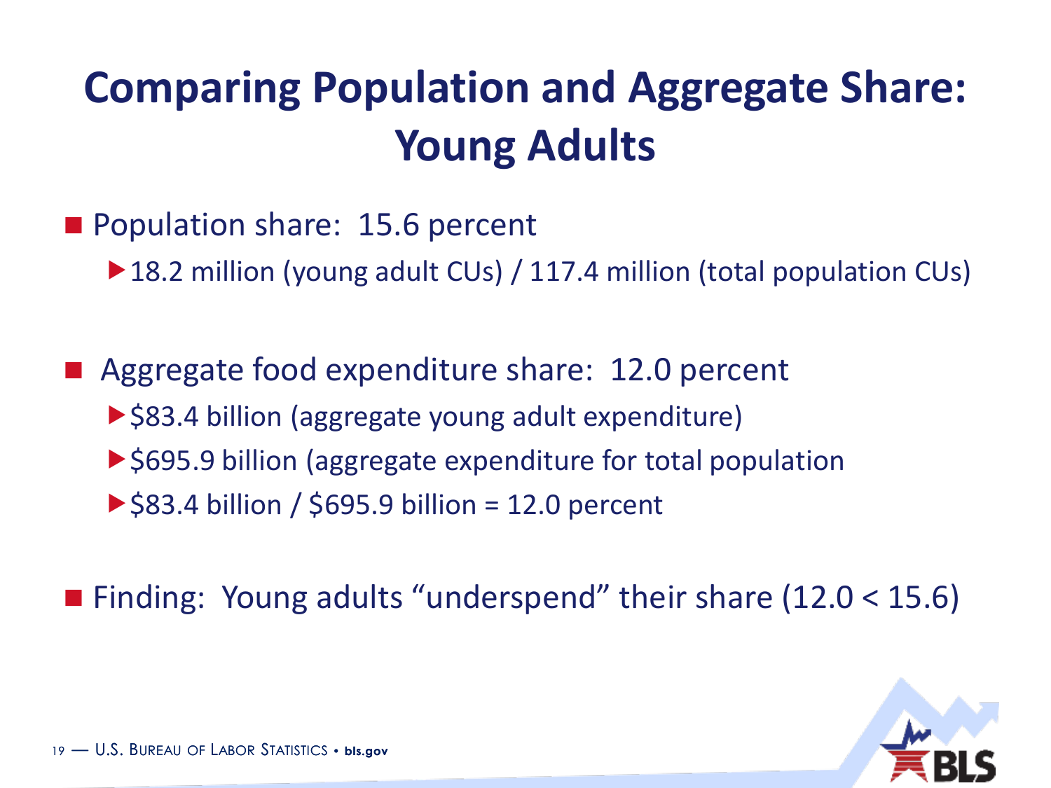# Comparing Population and Aggregate Share: Young Adults

- Population share: 15.6 percent
  - 18.2 million (young adult CUs) / 117.4 million (total population CUs)

- Aggregate food expenditure share: 12.0 percent
  - $83.4 billion (aggregate young adult expenditure)
  - $695.9 billion (aggregate expenditure for total population
  - $83.4 billion / $695.9 billion = 12.0 percent

- Finding: Young adults "underspend" their share (12.0 < 15.6)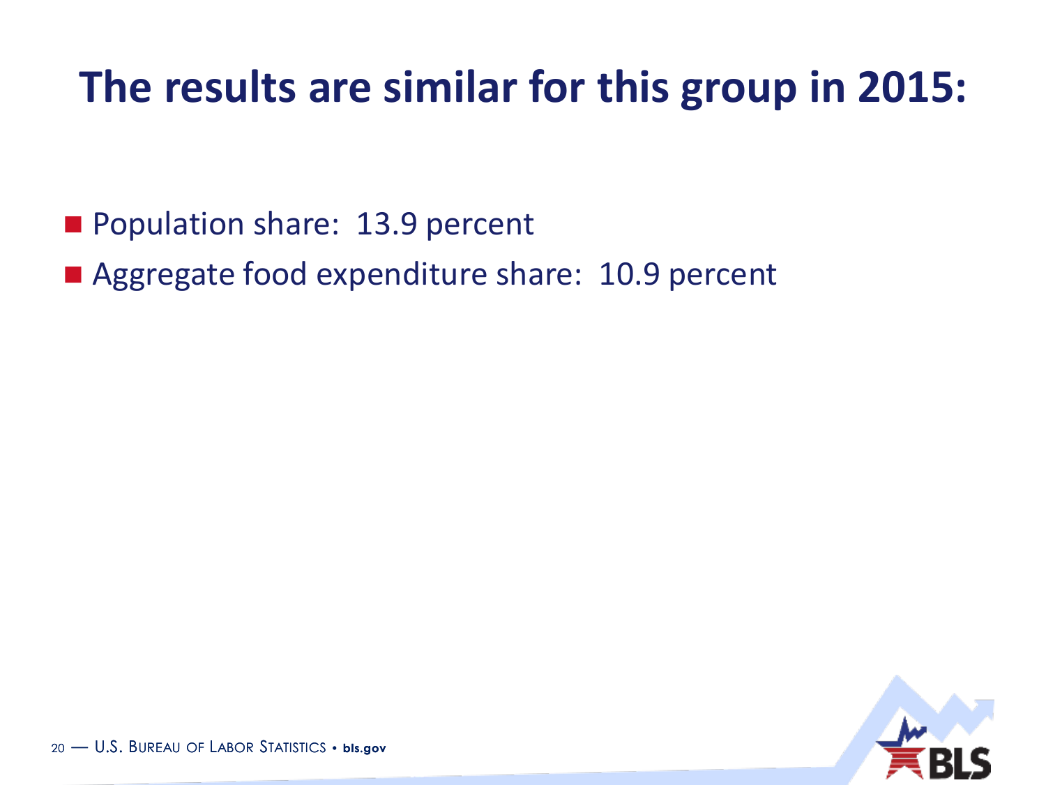# The results are similar for this group in 2015:

- Population share:  13.9 percent
- Aggregate food expenditure share:  10.9 percent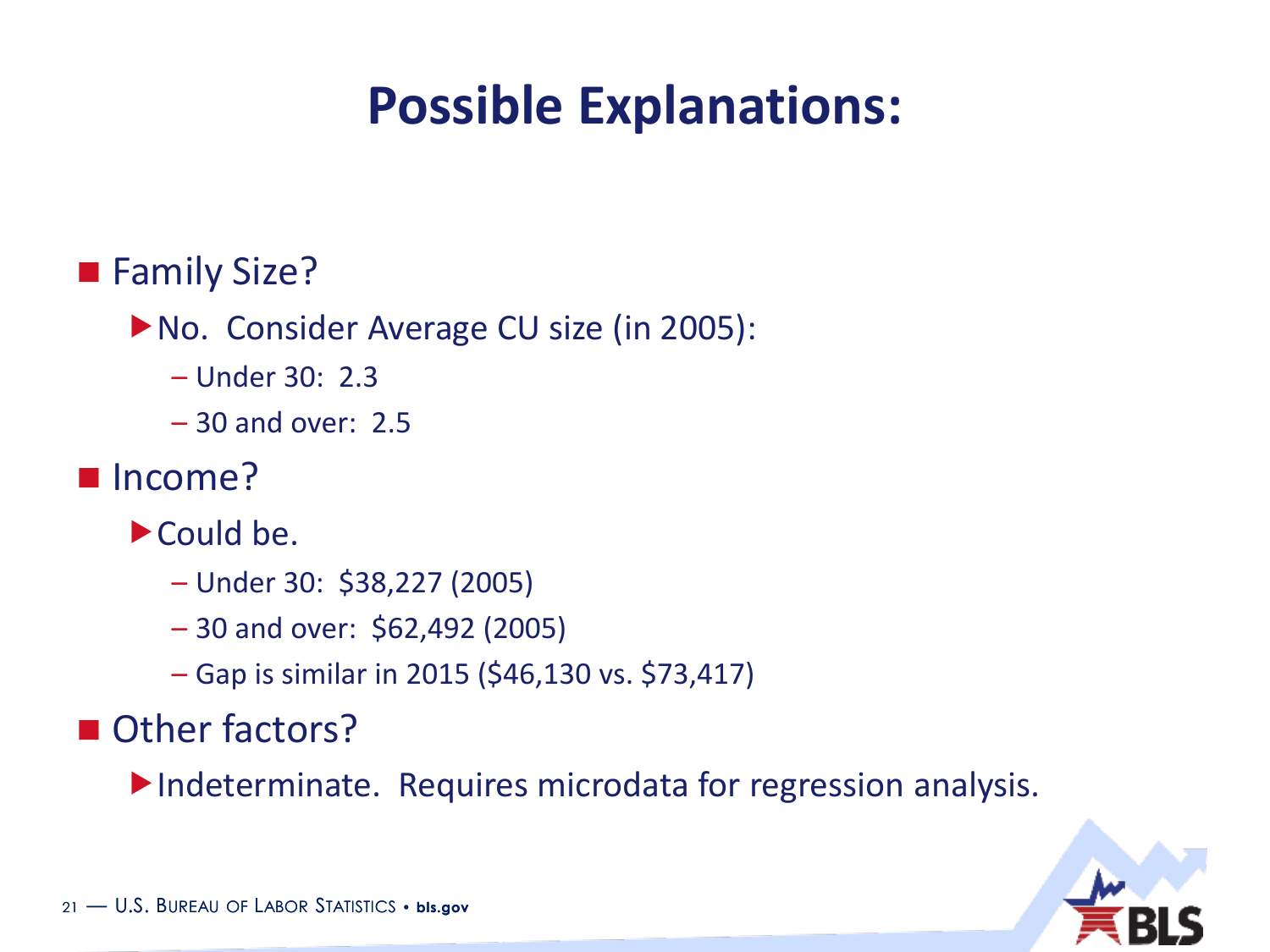# Possible Explanations:

- Family Size?
  - No. Consider Average CU size (in 2005):
    - Under 30: 2.3
    - 30 and over: 2.5
- Income?
  - Could be.
    - Under 30: $38,227 (2005)
    - 30 and over: $62,492 (2005)
    - Gap is similar in 2015 ($46,130 vs. $73,417)
- Other factors?
  - Indeterminate. Requires microdata for regression analysis.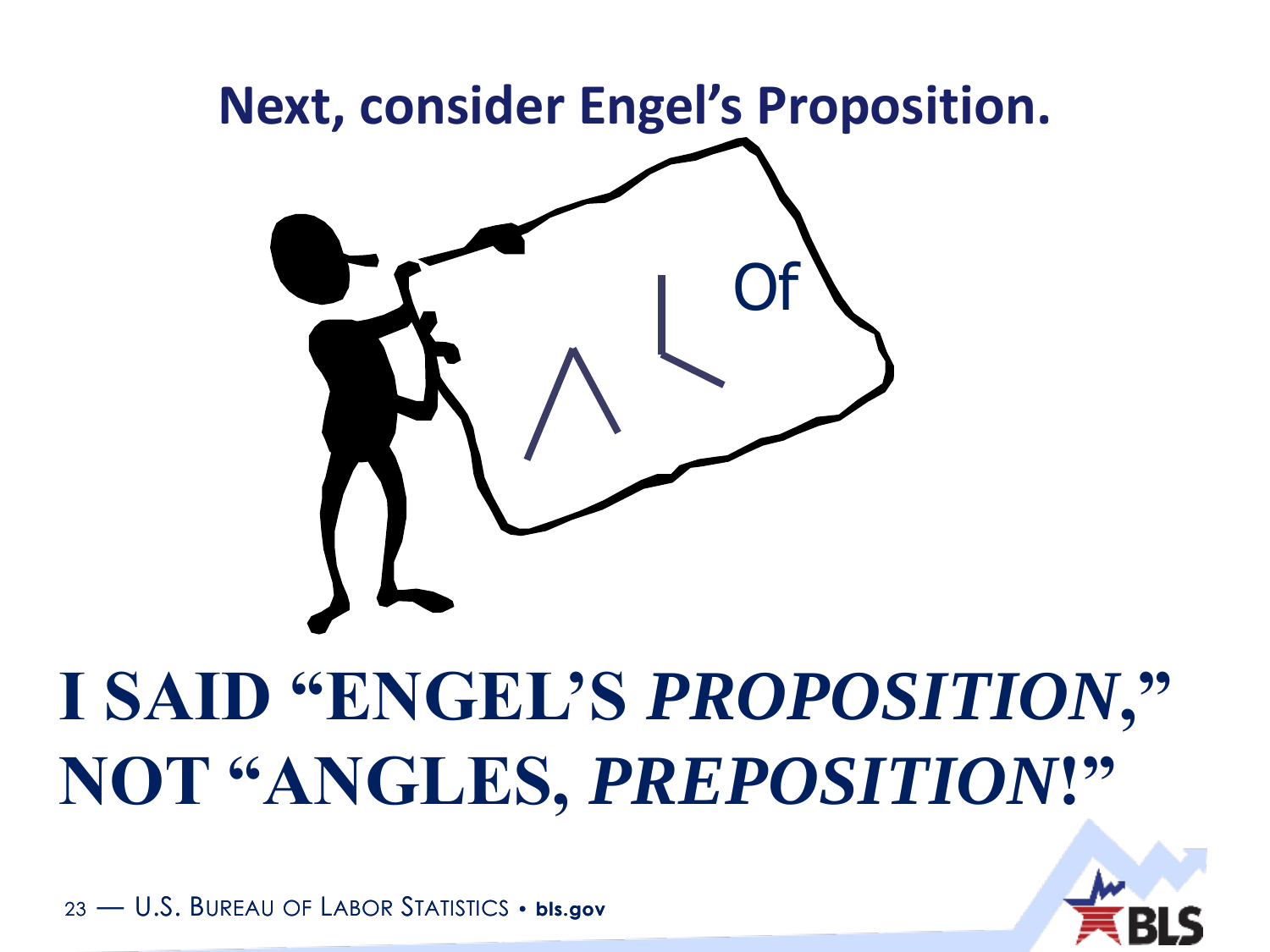# Next, consider Engel's Proposition.

Of

**I SAID "ENGEL'S *PROPOSITION*," NOT "ANGLES, *PREPOSITION*!"**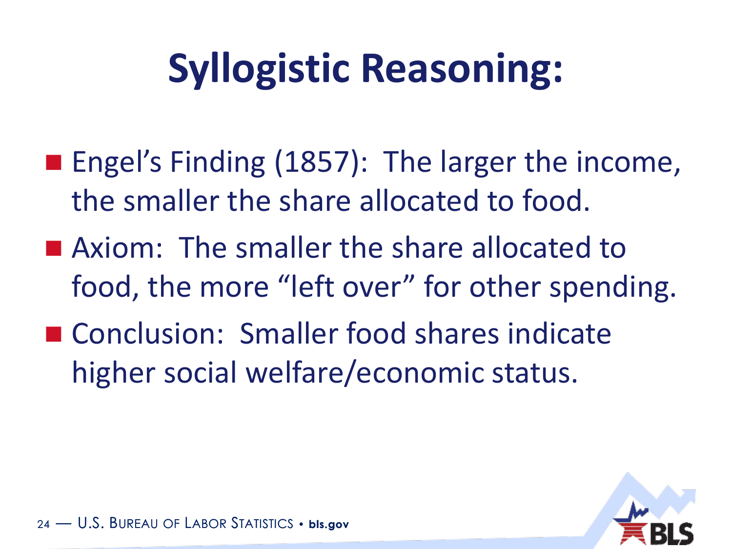# Syllogistic Reasoning:

- Engel's Finding (1857): The larger the income, the smaller the share allocated to food.
- Axiom: The smaller the share allocated to food, the more "left over" for other spending.
- Conclusion: Smaller food shares indicate higher social welfare/economic status.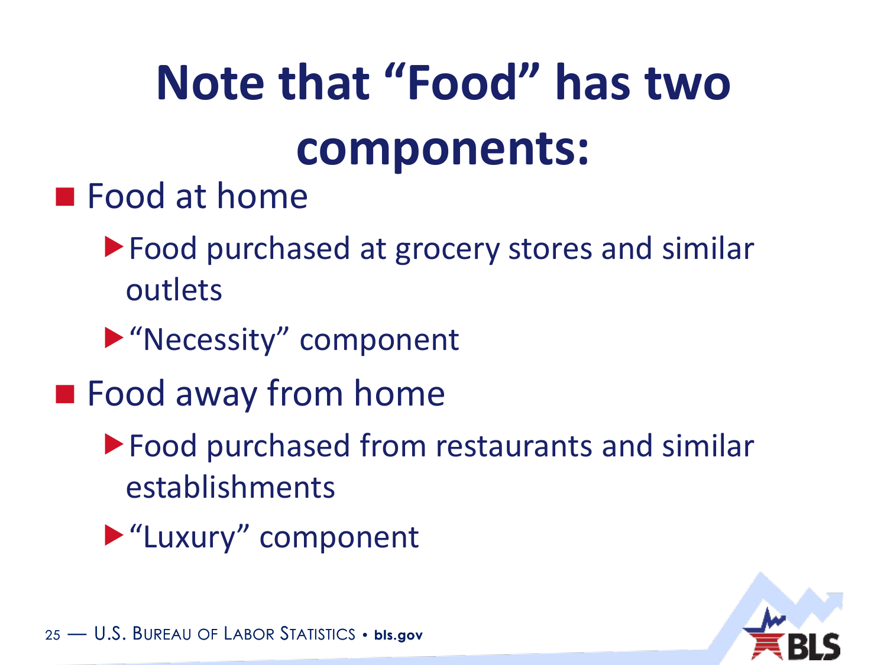# Note that “Food” has two components:

- Food at home
  - Food purchased at grocery stores and similar outlets
  - “Necessity” component
- Food away from home
  - Food purchased from restaurants and similar establishments
  - “Luxury” component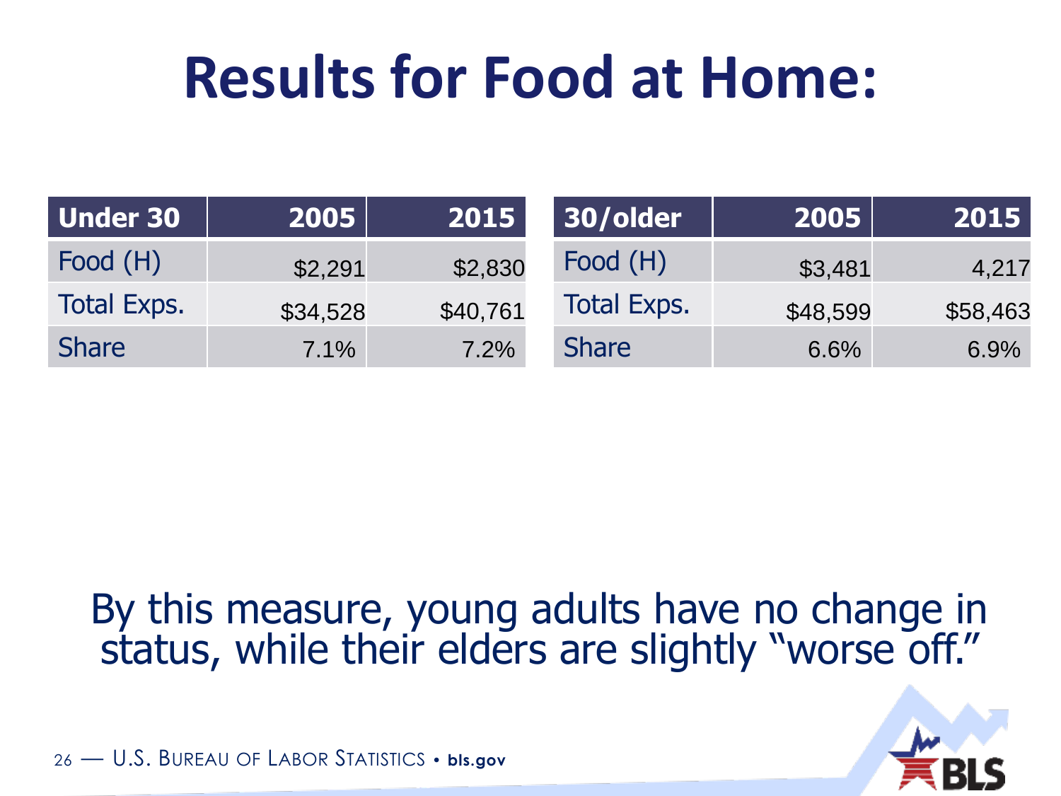# Results for Food at Home:

| Under 30 | 2005 | 2015 |
|---|---|---|
| Food (H) | $2,291 | $2,830 |
| Total Exps. | $34,528 | $40,761 |
| Share | 7.1% | 7.2% |

| 30/older | 2005 | 2015 |
|---|---|---|
| Food (H) | $3,481 | 4,217 |
| Total Exps. | $48,599 | $58,463 |
| Share | 6.6% | 6.9% |

By this measure, young adults have no change in status, while their elders are slightly "worse off."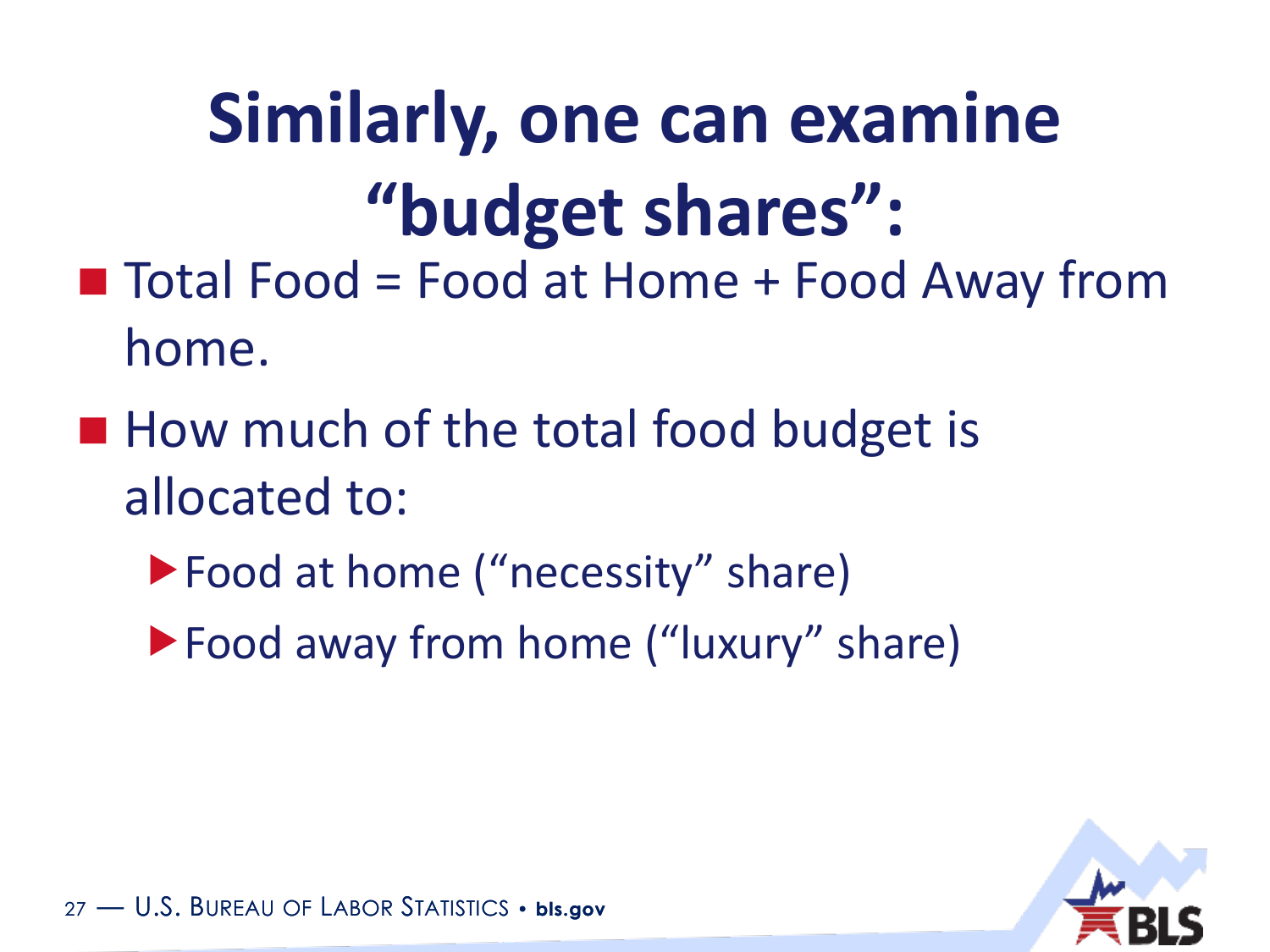# Similarly, one can examine "budget shares":

- Total Food = Food at Home + Food Away from home.
- How much of the total food budget is allocated to:
  - Food at home ("necessity" share)
  - Food away from home ("luxury" share)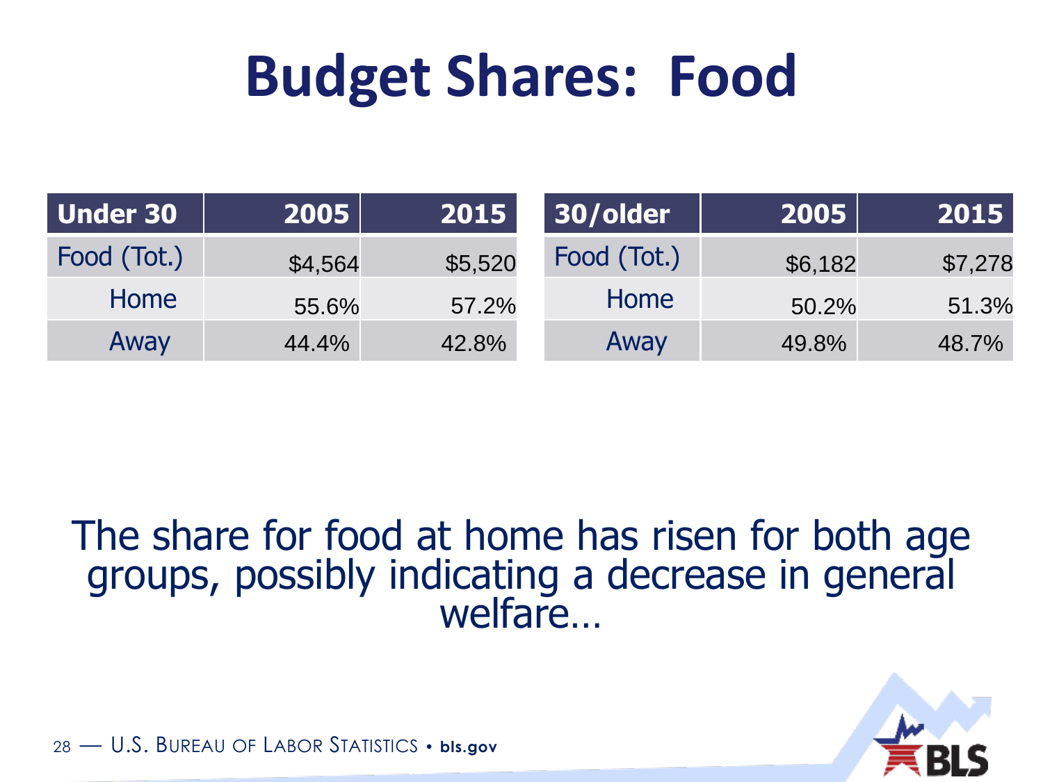# Budget Shares: Food

| Under 30 | 2005 | 2015 |
|---|---|---|
| Food (Tot.) | $4,564 | $5,520 |
| Home | 55.6% | 57.2% |
| Away | 44.4% | 42.8% |

| 30/older | 2005 | 2015 |
|---|---|---|
| Food (Tot.) | $6,182 | $7,278 |
| Home | 50.2% | 51.3% |
| Away | 49.8% | 48.7% |

The share for food at home has risen for both age groups, possibly indicating a decrease in general welfare…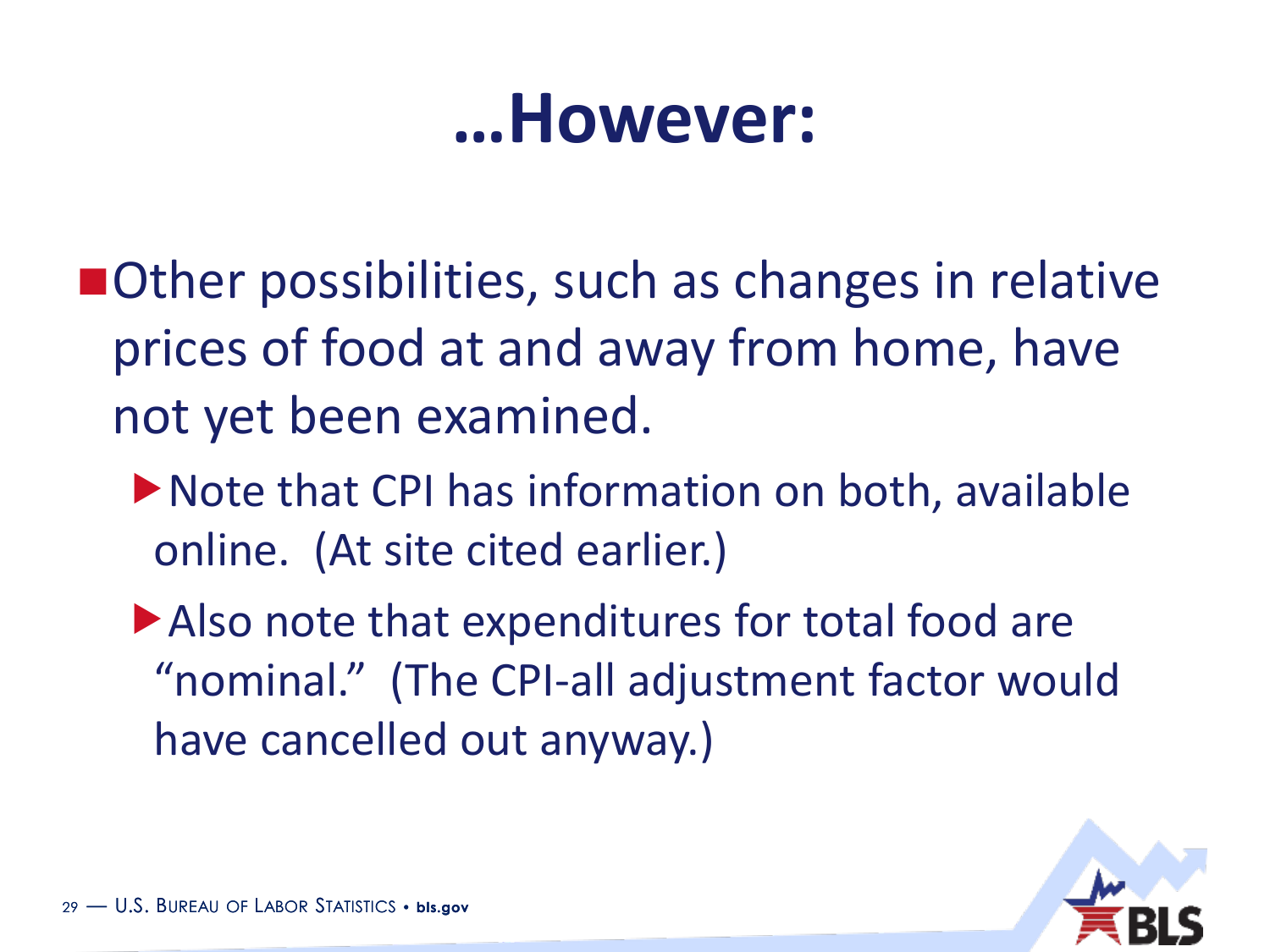# …However:

- Other possibilities, such as changes in relative prices of food at and away from home, have not yet been examined.
  - Note that CPI has information on both, available online. (At site cited earlier.)
  - Also note that expenditures for total food are "nominal." (The CPI-all adjustment factor would have cancelled out anyway.)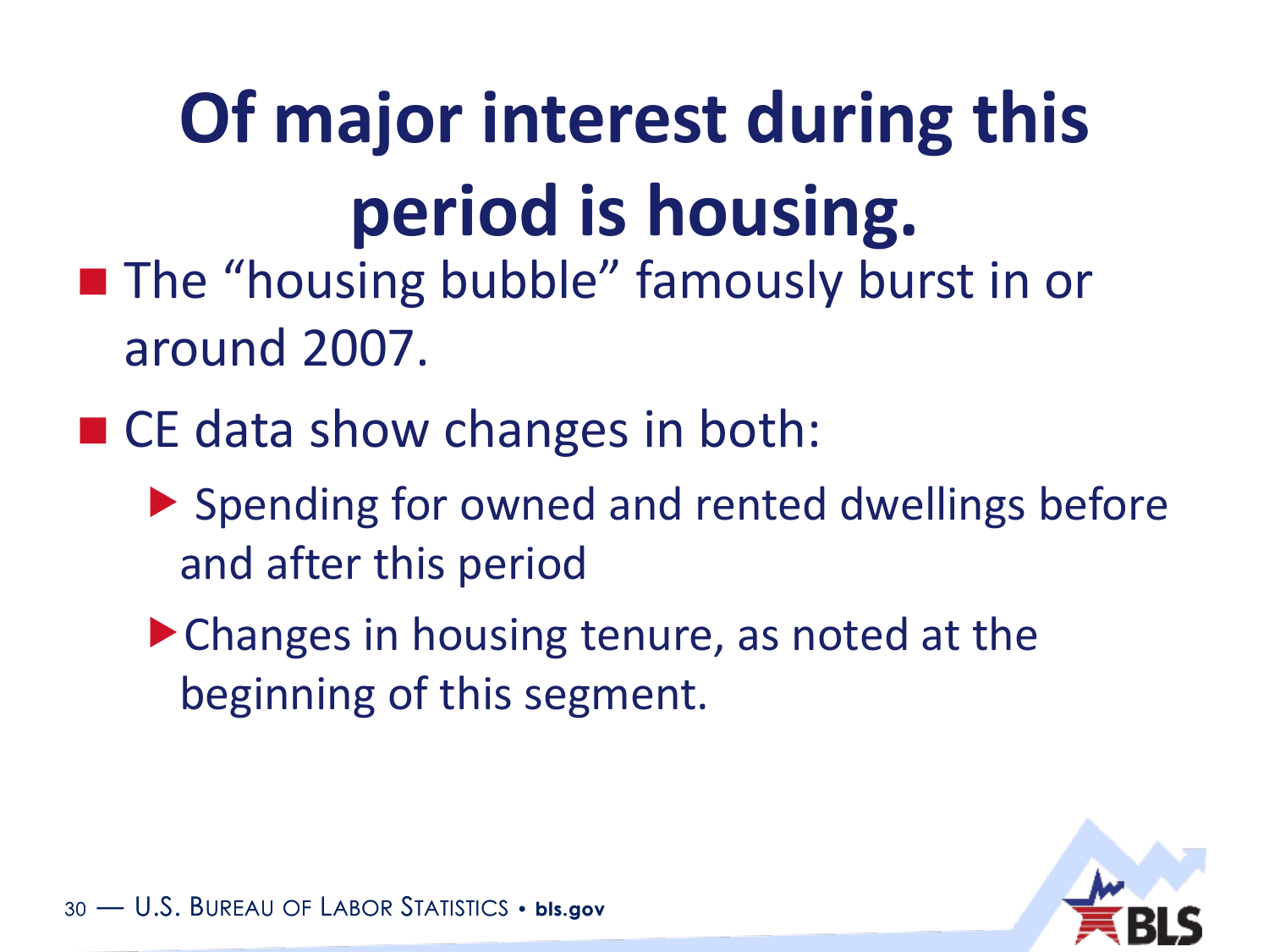# Of major interest during this period is housing.

- The "housing bubble" famously burst in or around 2007.
- CE data show changes in both:
  - Spending for owned and rented dwellings before and after this period
  - Changes in housing tenure, as noted at the beginning of this segment.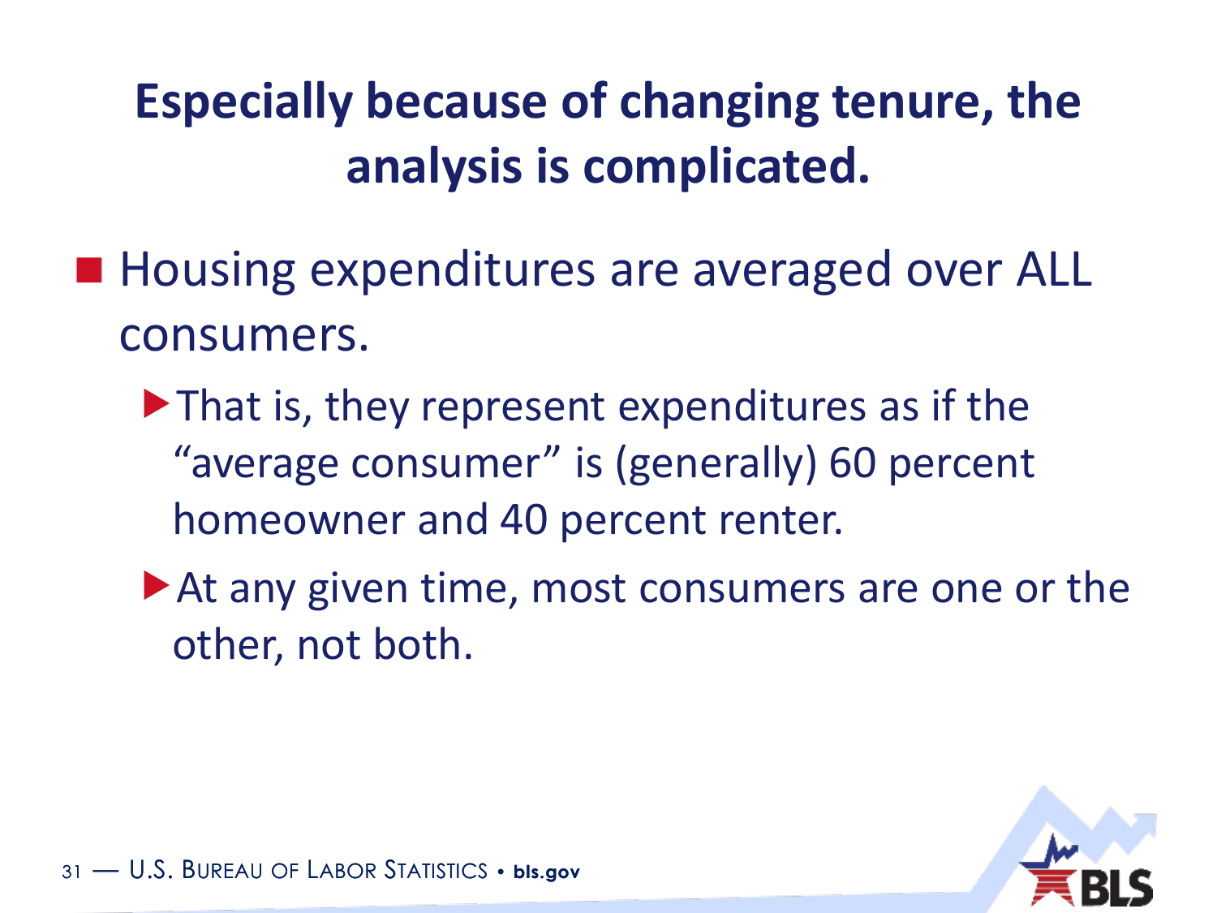# Especially because of changing tenure, the analysis is complicated.

- Housing expenditures are averaged over ALL consumers.
  - That is, they represent expenditures as if the "average consumer" is (generally) 60 percent homeowner and 40 percent renter.
  - At any given time, most consumers are one or the other, not both.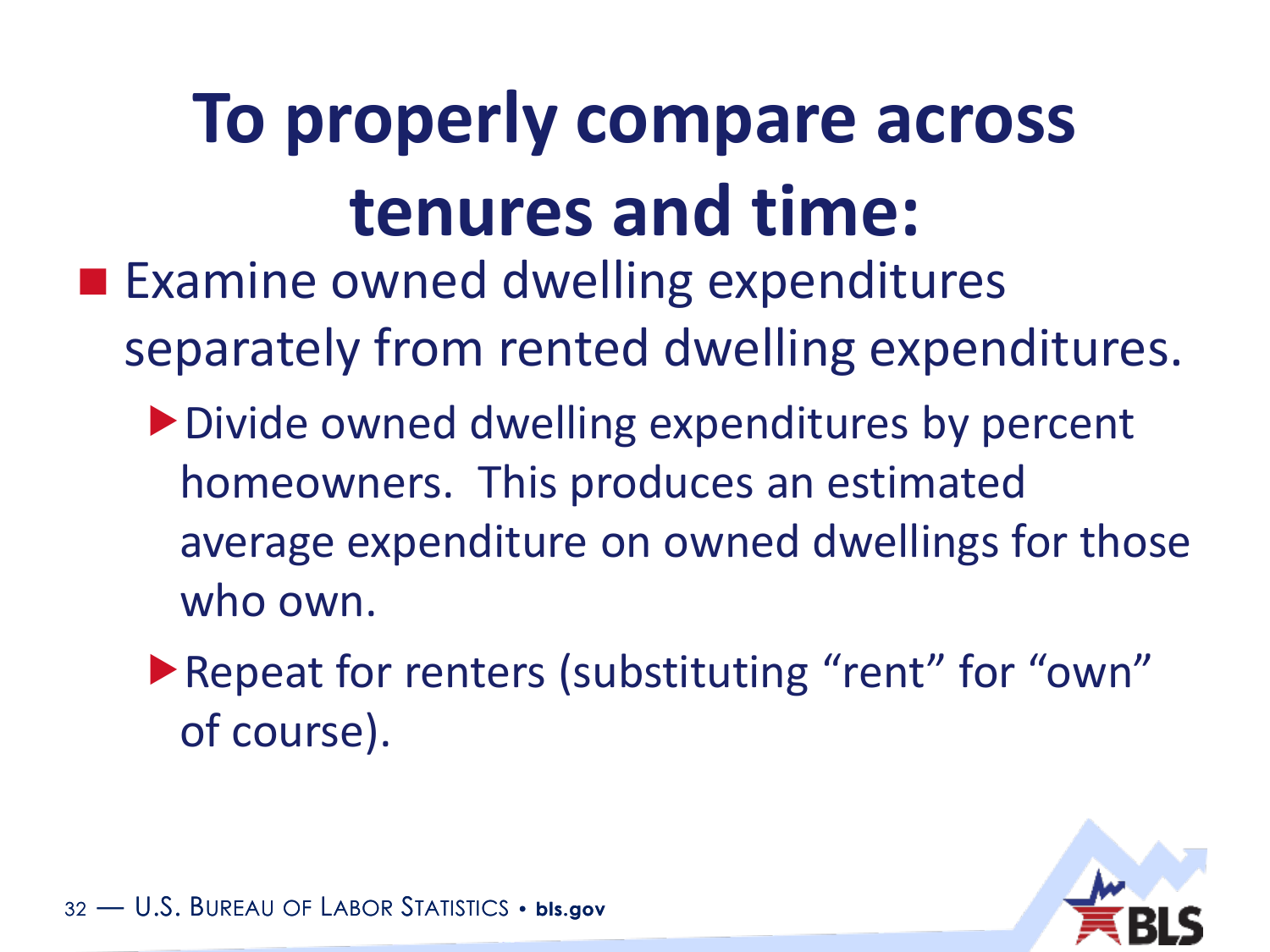# To properly compare across tenures and time:

- Examine owned dwelling expenditures separately from rented dwelling expenditures.
  - Divide owned dwelling expenditures by percent homeowners. This produces an estimated average expenditure on owned dwellings for those who own.
  - Repeat for renters (substituting “rent” for “own” of course).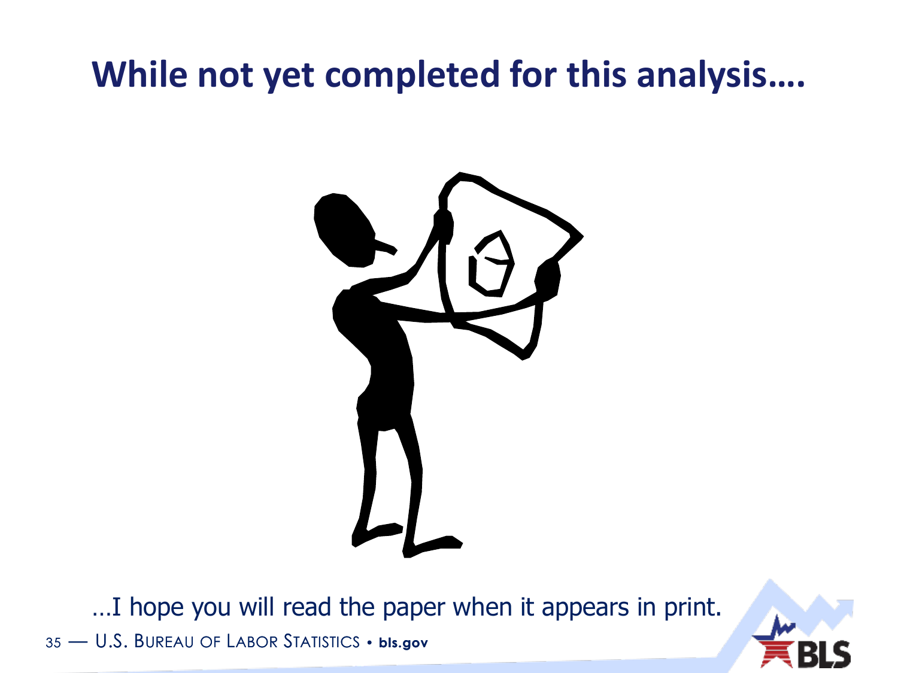# While not yet completed for this analysis….

…I hope you will read the paper when it appears in print.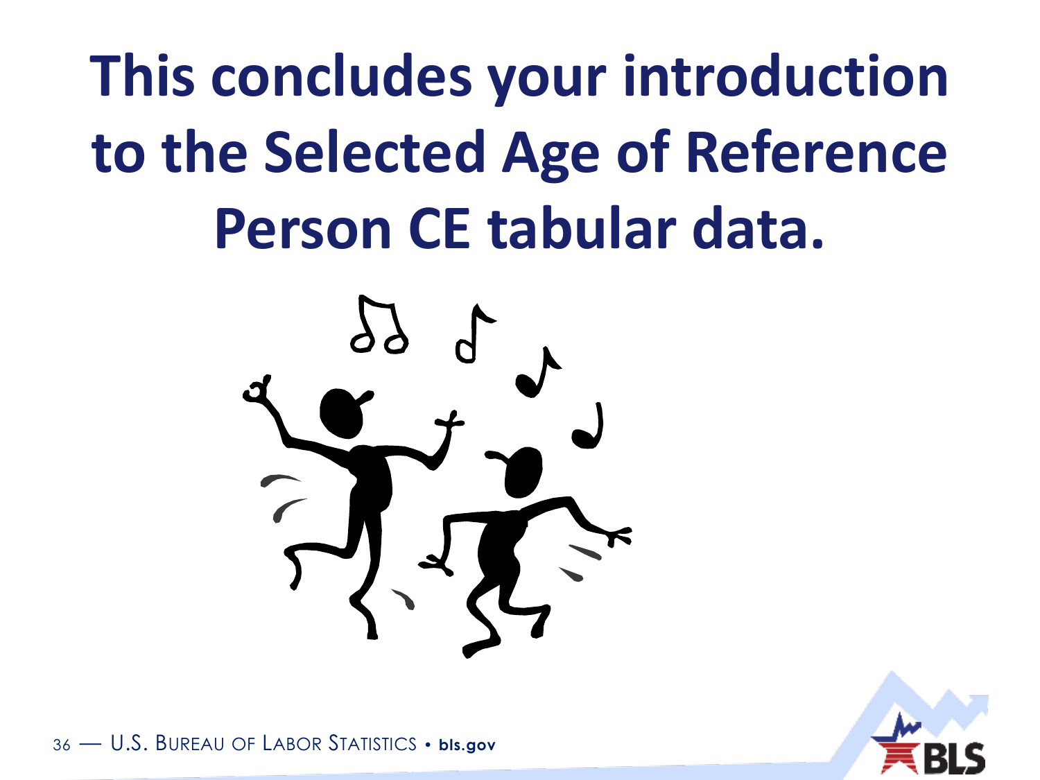# This concludes your introduction to the Selected Age of Reference Person CE tabular data.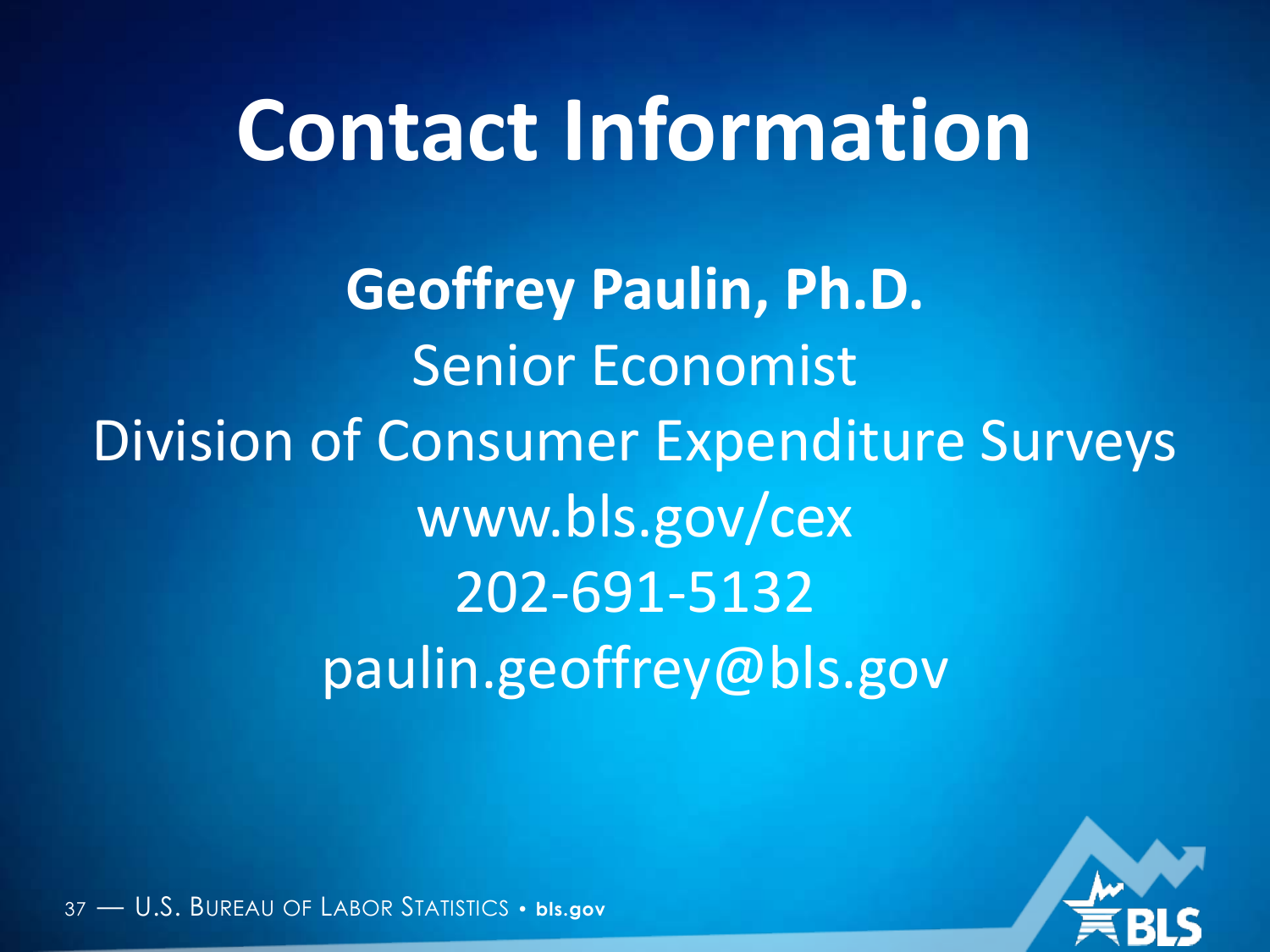# Contact Information

**Geoffrey Paulin, Ph.D.**

Senior Economist

Division of Consumer Expenditure Surveys

www.bls.gov/cex

202-691-5132

paulin.geoffrey@bls.gov